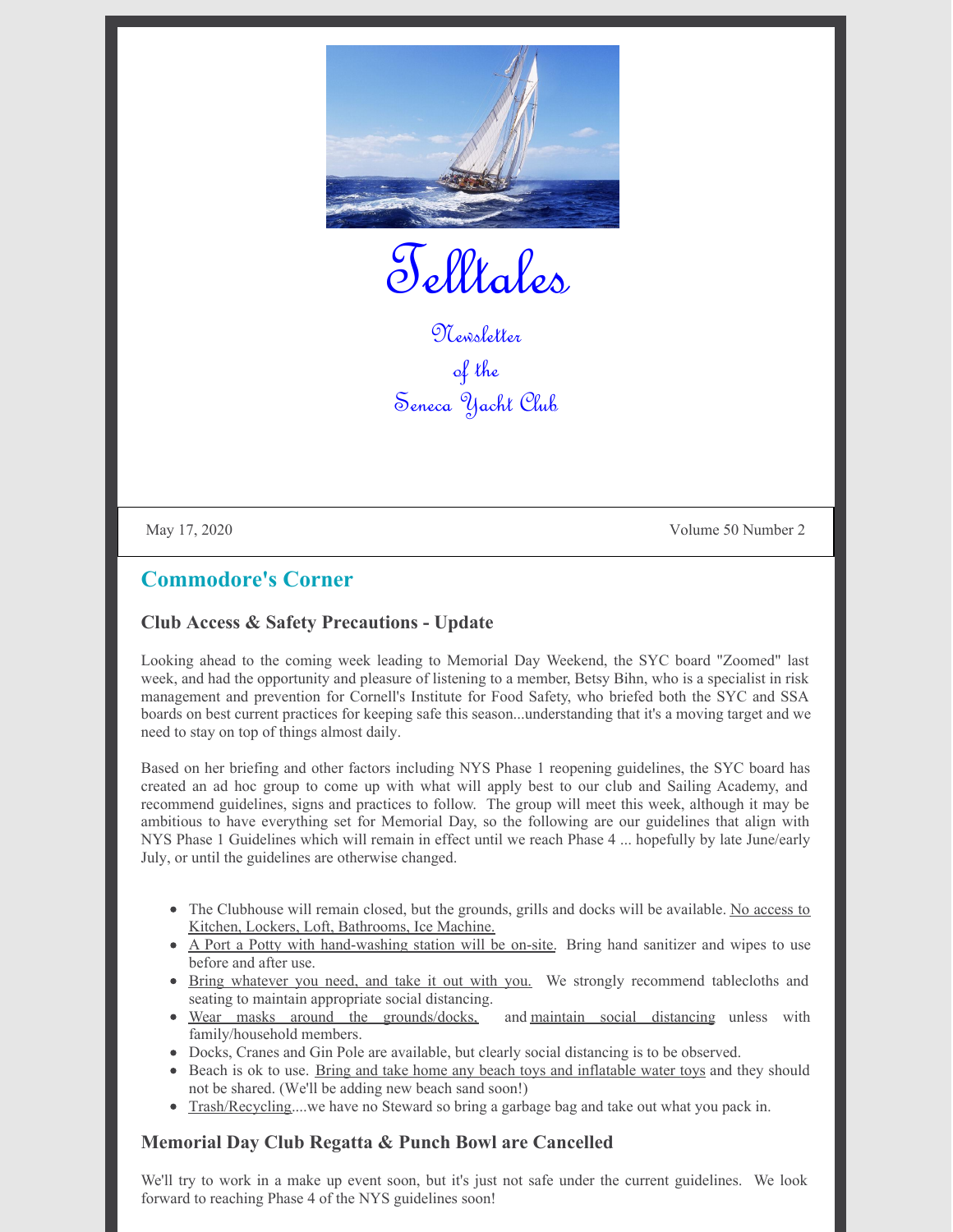# Telltales

Newsletter
of the
Seneca Yacht Club

May 17, 2020 Volume 50 Number 2

## Commodore's Corner

### Club Access & Safety Precautions - Update

Looking ahead to the coming week leading to Memorial Day Weekend, the SYC board "Zoomed" last week, and had the opportunity and pleasure of listening to a member, Betsy Bihn, who is a specialist in risk management and prevention for Cornell's Institute for Food Safety, who briefed both the SYC and SSA boards on best current practices for keeping safe this season...understanding that it's a moving target and we need to stay on top of things almost daily.

Based on her briefing and other factors including NYS Phase 1 reopening guidelines, the SYC board has created an ad hoc group to come up with what will apply best to our club and Sailing Academy, and recommend guidelines, signs and practices to follow. The group will meet this week, although it may be ambitious to have everything set for Memorial Day, so the following are our guidelines that align with NYS Phase 1 Guidelines which will remain in effect until we reach Phase 4 ... hopefully by late June/early July, or until the guidelines are otherwise changed.

- The Clubhouse will remain closed, but the grounds, grills and docks will be available. No access to Kitchen, Lockers, Loft, Bathrooms, Ice Machine.
- A Port a Potty with hand-washing station will be on-site. Bring hand sanitizer and wipes to use before and after use.
- Bring whatever you need, and take it out with you. We strongly recommend tablecloths and seating to maintain appropriate social distancing.
- Wear masks around the grounds/docks, and maintain social distancing unless with family/household members.
- Docks, Cranes and Gin Pole are available, but clearly social distancing is to be observed.
- Beach is ok to use. Bring and take home any beach toys and inflatable water toys and they should not be shared. (We'll be adding new beach sand soon!)
- Trash/Recycling....we have no Steward so bring a garbage bag and take out what you pack in.

### Memorial Day Club Regatta & Punch Bowl are Cancelled

We'll try to work in a make up event soon, but it's just not safe under the current guidelines. We look forward to reaching Phase 4 of the NYS guidelines soon!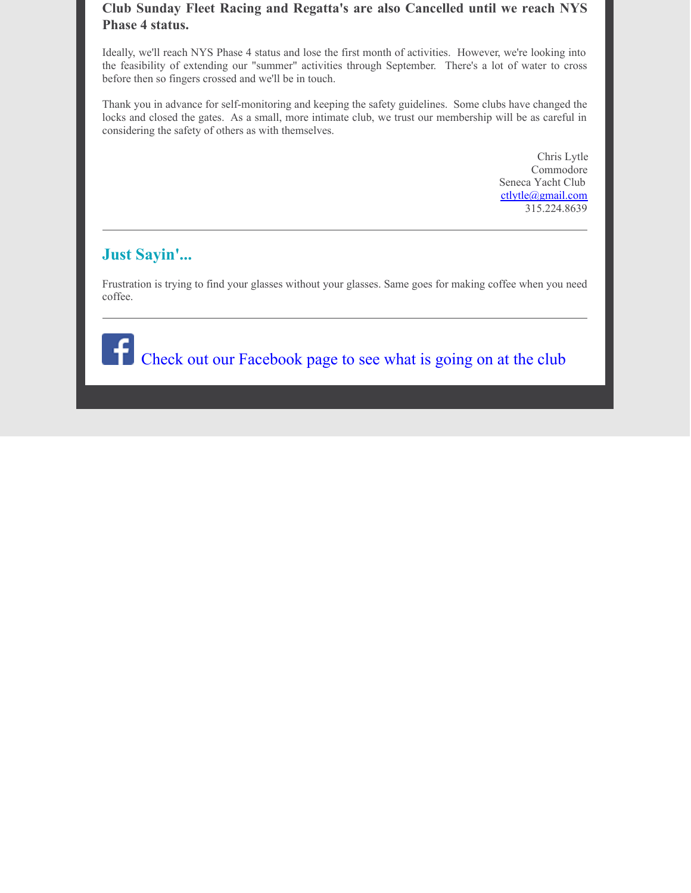**Club Sunday Fleet Racing and Regatta's are also Cancelled until we reach NYS Phase 4 status.**

Ideally, we'll reach NYS Phase 4 status and lose the first month of activities. However, we're looking into the feasibility of extending our "summer" activities through September. There's a lot of water to cross before then so fingers crossed and we'll be in touch.

Thank you in advance for self-monitoring and keeping the safety guidelines. Some clubs have changed the locks and closed the gates. As a small, more intimate club, we trust our membership will be as careful in considering the safety of others as with themselves.

Chris Lytle
Commodore
Seneca Yacht Club
ctlytle@gmail.com
315.224.8639

---

## Just Sayin'...

Frustration is trying to find your glasses without your glasses. Same goes for making coffee when you need coffee.

---

Check out our Facebook page to see what is going on at the club